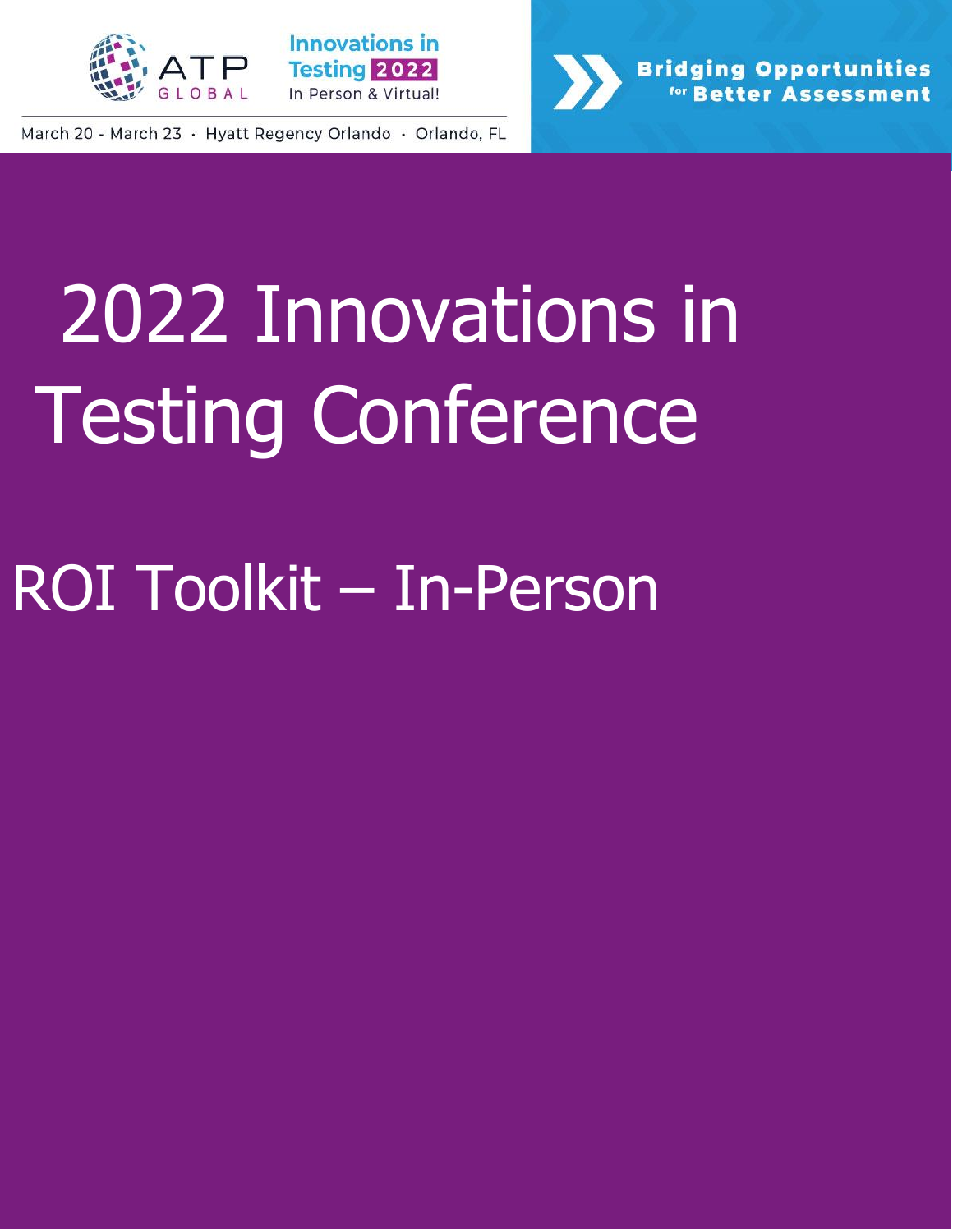ATP GLOBAL

Innovations in Testing 2022
In Person & Virtual!

March 20 - March 23 · Hyatt Regency Orlando · Orlando, FL

**Bridging Opportunities for Better Assessment**

# 2022 Innovations in Testing Conference

## ROI Toolkit – In-Person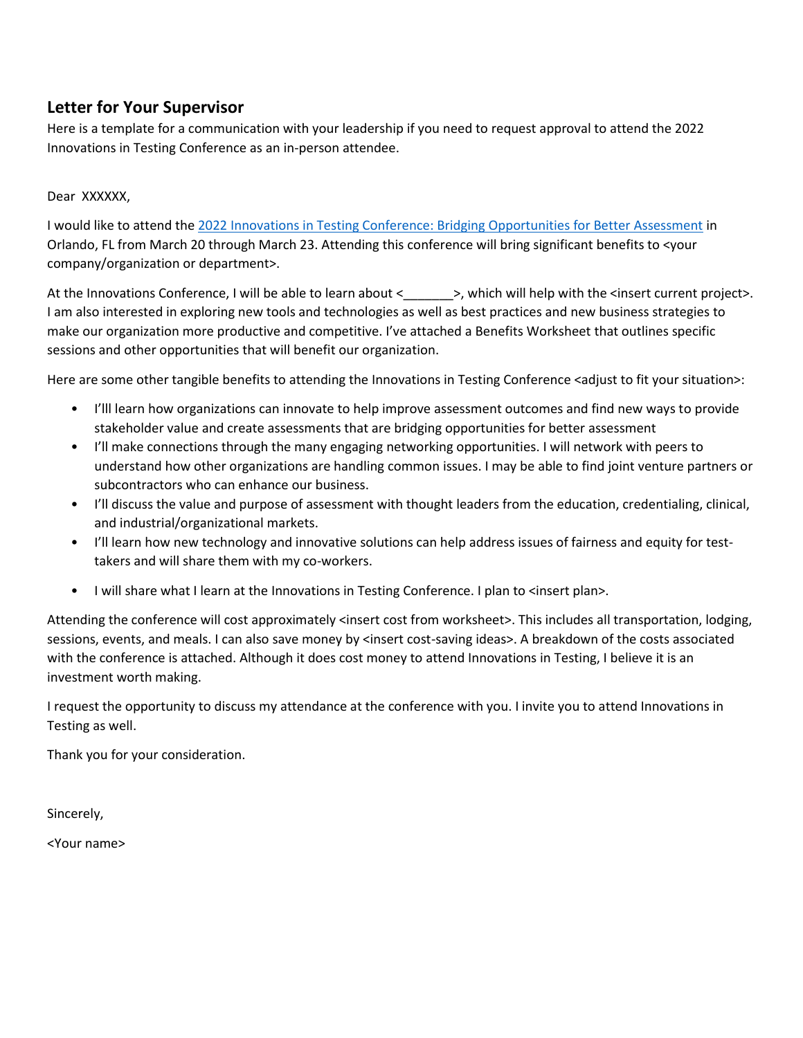## Letter for Your Supervisor

Here is a template for a communication with your leadership if you need to request approval to attend the 2022 Innovations in Testing Conference as an in-person attendee.

Dear XXXXXX,

I would like to attend the 2022 Innovations in Testing Conference: Bridging Opportunities for Better Assessment in Orlando, FL from March 20 through March 23. Attending this conference will bring significant benefits to <your company/organization or department>.

At the Innovations Conference, I will be able to learn about <_______>, which will help with the <insert current project>. I am also interested in exploring new tools and technologies as well as best practices and new business strategies to make our organization more productive and competitive. I've attached a Benefits Worksheet that outlines specific sessions and other opportunities that will benefit our organization.

Here are some other tangible benefits to attending the Innovations in Testing Conference <adjust to fit your situation>:

- I'lll learn how organizations can innovate to help improve assessment outcomes and find new ways to provide stakeholder value and create assessments that are bridging opportunities for better assessment
- I'll make connections through the many engaging networking opportunities. I will network with peers to understand how other organizations are handling common issues. I may be able to find joint venture partners or subcontractors who can enhance our business.
- I'll discuss the value and purpose of assessment with thought leaders from the education, credentialing, clinical, and industrial/organizational markets.
- I'll learn how new technology and innovative solutions can help address issues of fairness and equity for test-takers and will share them with my co-workers.
- I will share what I learn at the Innovations in Testing Conference. I plan to <insert plan>.

Attending the conference will cost approximately <insert cost from worksheet>. This includes all transportation, lodging, sessions, events, and meals. I can also save money by <insert cost-saving ideas>. A breakdown of the costs associated with the conference is attached. Although it does cost money to attend Innovations in Testing, I believe it is an investment worth making.

I request the opportunity to discuss my attendance at the conference with you. I invite you to attend Innovations in Testing as well.

Thank you for your consideration.

Sincerely,

<Your name>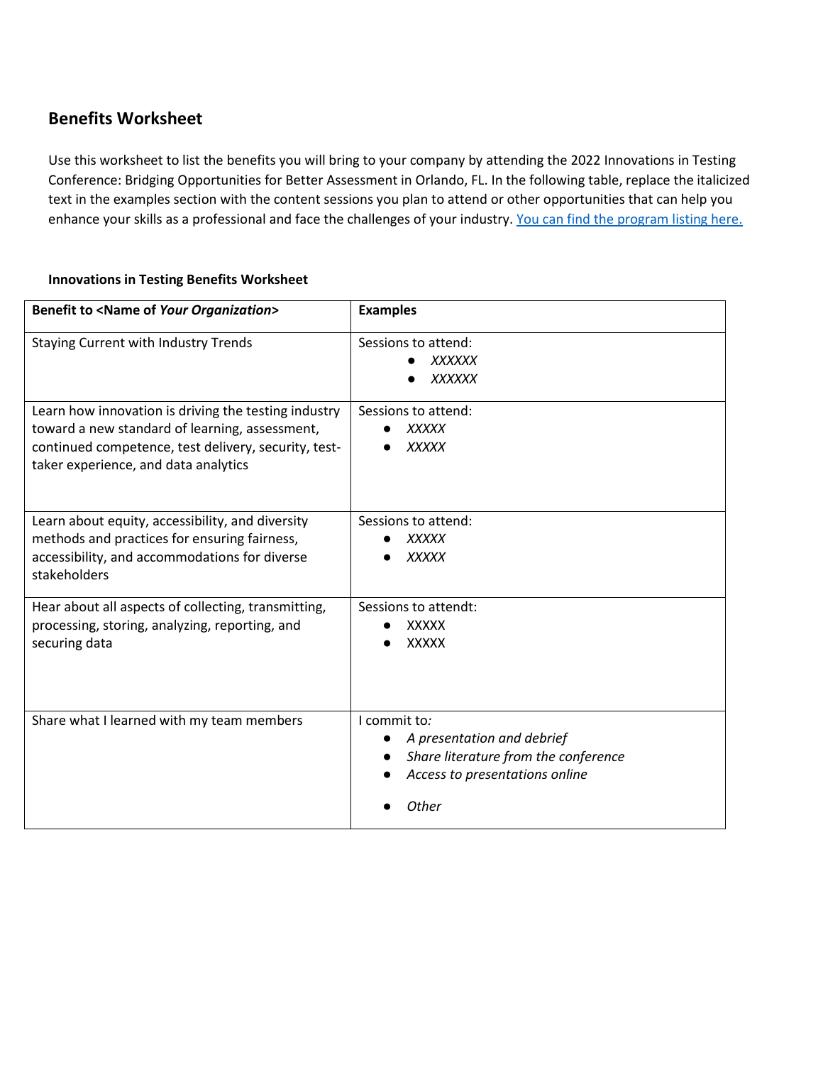## Benefits Worksheet

Use this worksheet to list the benefits you will bring to your company by attending the 2022 Innovations in Testing Conference: Bridging Opportunities for Better Assessment in Orlando, FL. In the following table, replace the italicized text in the examples section with the content sessions you plan to attend or other opportunities that can help you enhance your skills as a professional and face the challenges of your industry. [You can find the program listing here.]()

**Innovations in Testing Benefits Worksheet**

| **Benefit to <Name of *Your Organization*>** | **Examples** |
|---|---|
| Staying Current with Industry Trends | Sessions to attend:<br>● *XXXXX*<br>● *XXXXX* |
| Learn how innovation is driving the testing industry toward a new standard of learning, assessment, continued competence, test delivery, security, test-taker experience, and data analytics | Sessions to attend:<br>● *XXXXX*<br>● *XXXXX* |
| Learn about equity, accessibility, and diversity methods and practices for ensuring fairness, accessibility, and accommodations for diverse stakeholders | Sessions to attend:<br>● *XXXXX*<br>● *XXXXX* |
| Hear about all aspects of collecting, transmitting, processing, storing, analyzing, reporting, and securing data | Sessions to attendt:<br>● XXXXX<br>● XXXXX |
| Share what I learned with my team members | I commit to*:*<br>● *A presentation and debrief*<br>● *Share literature from the conference*<br>● *Access to presentations online*<br>● *Other* |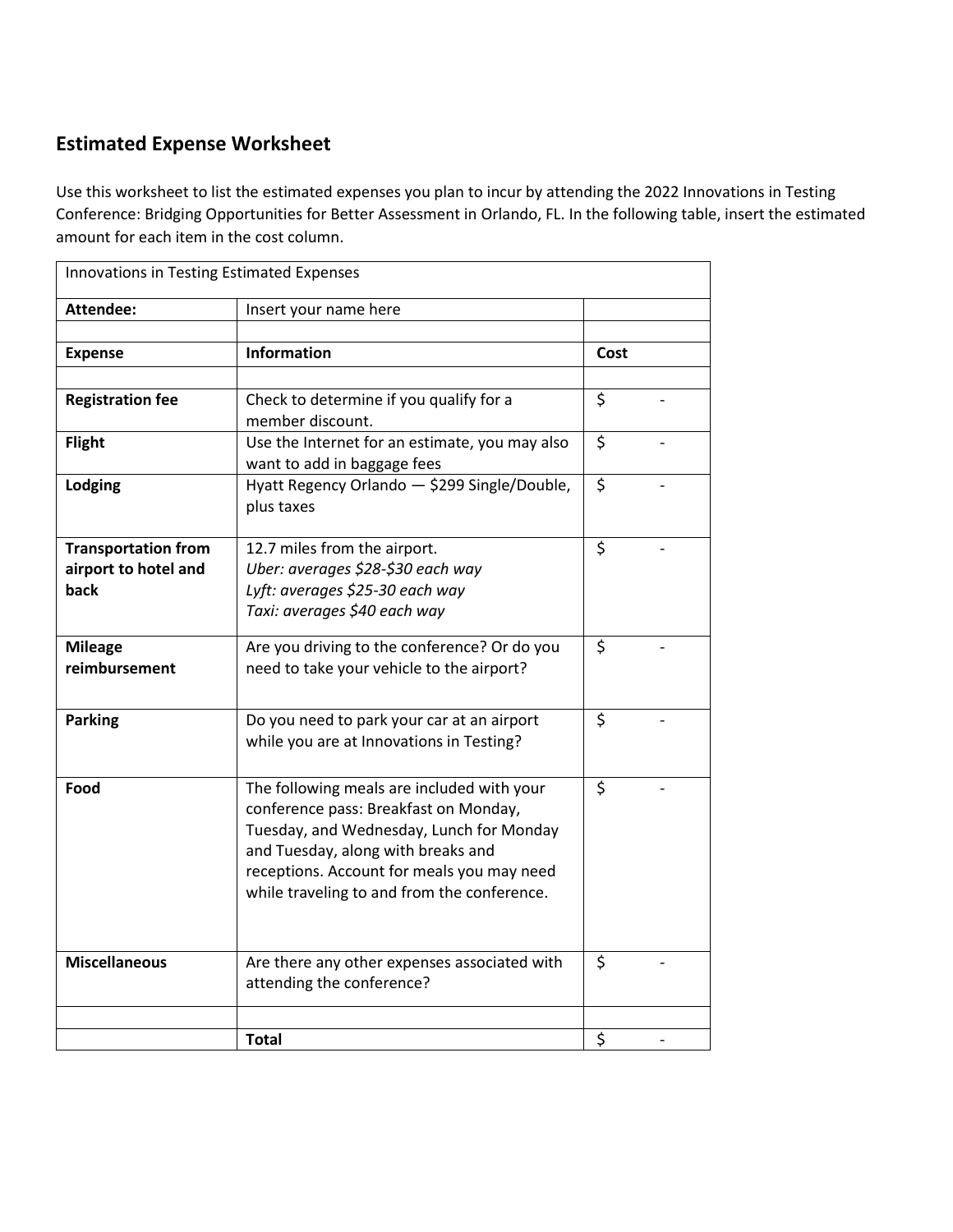## Estimated Expense Worksheet

Use this worksheet to list the estimated expenses you plan to incur by attending the 2022 Innovations in Testing Conference: Bridging Opportunities for Better Assessment in Orlando, FL. In the following table, insert the estimated amount for each item in the cost column.

| Innovations in Testing Estimated Expenses | | |
|---|---|---|
| **Attendee:** | Insert your name here | |
| | | |
| **Expense** | **Information** | **Cost** |
| | | |
| **Registration fee** | Check to determine if you qualify for a member discount. | $ - |
| **Flight** | Use the Internet for an estimate, you may also want to add in baggage fees | $ - |
| **Lodging** | Hyatt Regency Orlando — $299 Single/Double, plus taxes | $ - |
| **Transportation from airport to hotel and back** | 12.7 miles from the airport.<br>*Uber: averages $28-$30 each way*<br>*Lyft: averages $25-30 each way*<br>*Taxi: averages $40 each way* | $ - |
| **Mileage reimbursement** | Are you driving to the conference? Or do you need to take your vehicle to the airport? | $ - |
| **Parking** | Do you need to park your car at an airport while you are at Innovations in Testing? | $ - |
| **Food** | The following meals are included with your conference pass: Breakfast on Monday, Tuesday, and Wednesday, Lunch for Monday and Tuesday, along with breaks and receptions. Account for meals you may need while traveling to and from the conference. | $ - |
| **Miscellaneous** | Are there any other expenses associated with attending the conference? | $ - |
| | | |
| | **Total** | $ - |